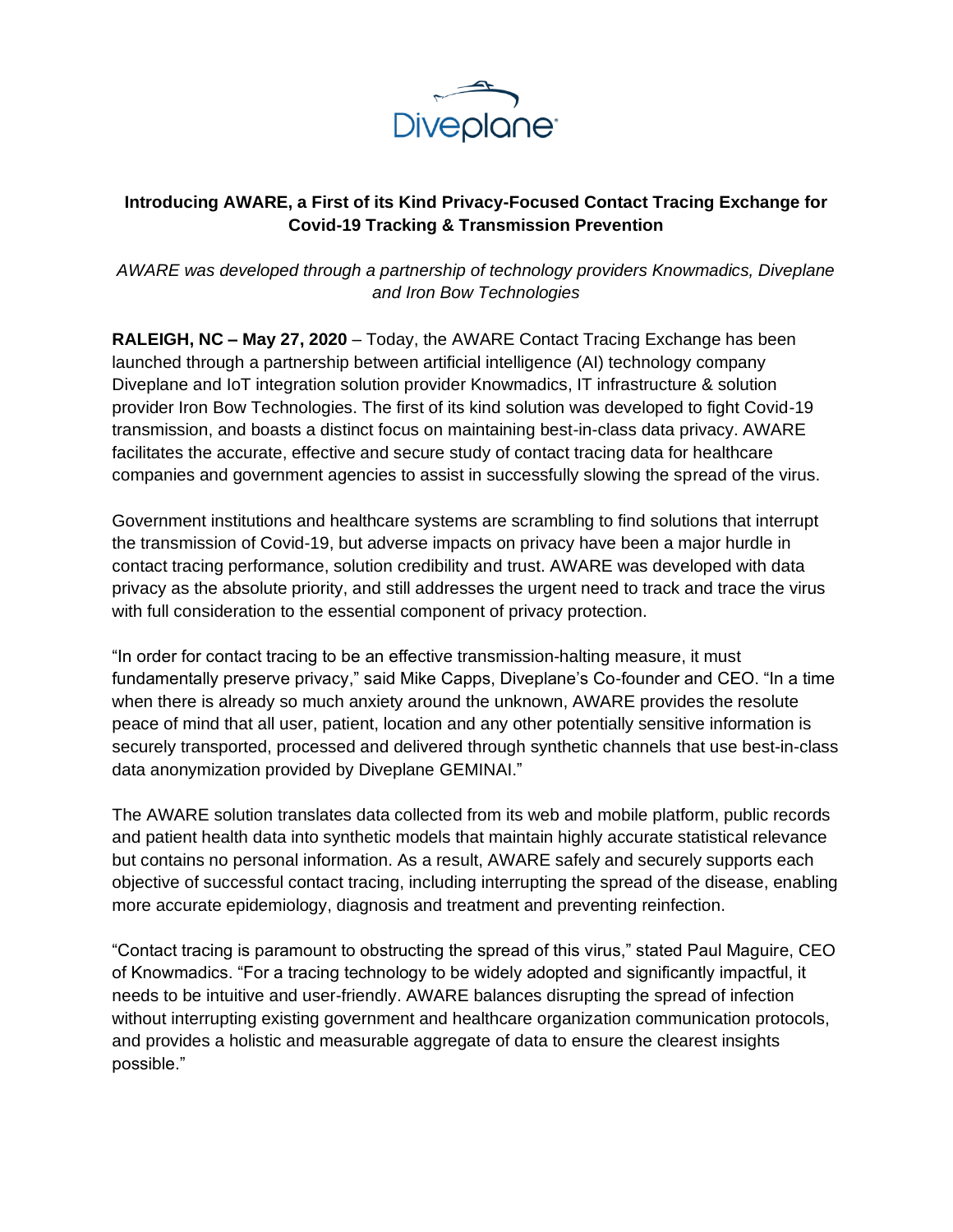Diveplane

**Introducing AWARE, a First of its Kind Privacy-Focused Contact Tracing Exchange for Covid-19 Tracking & Transmission Prevention**

*AWARE was developed through a partnership of technology providers Knowmadics, Diveplane and Iron Bow Technologies*

**RALEIGH, NC – May 27, 2020** – Today, the AWARE Contact Tracing Exchange has been launched through a partnership between artificial intelligence (AI) technology company Diveplane and IoT integration solution provider Knowmadics, IT infrastructure & solution provider Iron Bow Technologies. The first of its kind solution was developed to fight Covid-19 transmission, and boasts a distinct focus on maintaining best-in-class data privacy. AWARE facilitates the accurate, effective and secure study of contact tracing data for healthcare companies and government agencies to assist in successfully slowing the spread of the virus.

Government institutions and healthcare systems are scrambling to find solutions that interrupt the transmission of Covid-19, but adverse impacts on privacy have been a major hurdle in contact tracing performance, solution credibility and trust. AWARE was developed with data privacy as the absolute priority, and still addresses the urgent need to track and trace the virus with full consideration to the essential component of privacy protection.

"In order for contact tracing to be an effective transmission-halting measure, it must fundamentally preserve privacy," said Mike Capps, Diveplane's Co-founder and CEO. "In a time when there is already so much anxiety around the unknown, AWARE provides the resolute peace of mind that all user, patient, location and any other potentially sensitive information is securely transported, processed and delivered through synthetic channels that use best-in-class data anonymization provided by Diveplane GEMINAI."

The AWARE solution translates data collected from its web and mobile platform, public records and patient health data into synthetic models that maintain highly accurate statistical relevance but contains no personal information. As a result, AWARE safely and securely supports each objective of successful contact tracing, including interrupting the spread of the disease, enabling more accurate epidemiology, diagnosis and treatment and preventing reinfection.

"Contact tracing is paramount to obstructing the spread of this virus," stated Paul Maguire, CEO of Knowmadics. "For a tracing technology to be widely adopted and significantly impactful, it needs to be intuitive and user-friendly. AWARE balances disrupting the spread of infection without interrupting existing government and healthcare organization communication protocols, and provides a holistic and measurable aggregate of data to ensure the clearest insights possible."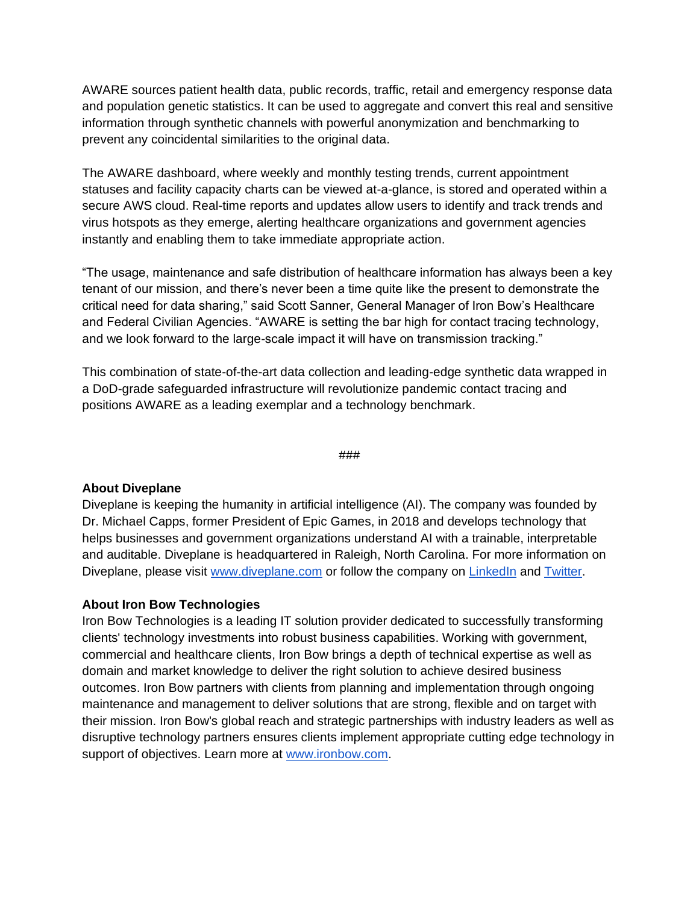AWARE sources patient health data, public records, traffic, retail and emergency response data and population genetic statistics. It can be used to aggregate and convert this real and sensitive information through synthetic channels with powerful anonymization and benchmarking to prevent any coincidental similarities to the original data.

The AWARE dashboard, where weekly and monthly testing trends, current appointment statuses and facility capacity charts can be viewed at-a-glance, is stored and operated within a secure AWS cloud. Real-time reports and updates allow users to identify and track trends and virus hotspots as they emerge, alerting healthcare organizations and government agencies instantly and enabling them to take immediate appropriate action.

"The usage, maintenance and safe distribution of healthcare information has always been a key tenant of our mission, and there's never been a time quite like the present to demonstrate the critical need for data sharing," said Scott Sanner, General Manager of Iron Bow's Healthcare and Federal Civilian Agencies. "AWARE is setting the bar high for contact tracing technology, and we look forward to the large-scale impact it will have on transmission tracking."

This combination of state-of-the-art data collection and leading-edge synthetic data wrapped in a DoD-grade safeguarded infrastructure will revolutionize pandemic contact tracing and positions AWARE as a leading exemplar and a technology benchmark.

###

**About Diveplane**
Diveplane is keeping the humanity in artificial intelligence (AI). The company was founded by Dr. Michael Capps, former President of Epic Games, in 2018 and develops technology that helps businesses and government organizations understand AI with a trainable, interpretable and auditable. Diveplane is headquartered in Raleigh, North Carolina. For more information on Diveplane, please visit [www.diveplane.com](http://www.diveplane.com) or follow the company on [LinkedIn]() and [Twitter]().

**About Iron Bow Technologies**
Iron Bow Technologies is a leading IT solution provider dedicated to successfully transforming clients' technology investments into robust business capabilities. Working with government, commercial and healthcare clients, Iron Bow brings a depth of technical expertise as well as domain and market knowledge to deliver the right solution to achieve desired business outcomes. Iron Bow partners with clients from planning and implementation through ongoing maintenance and management to deliver solutions that are strong, flexible and on target with their mission. Iron Bow's global reach and strategic partnerships with industry leaders as well as disruptive technology partners ensures clients implement appropriate cutting edge technology in support of objectives. Learn more at [www.ironbow.com](http://www.ironbow.com).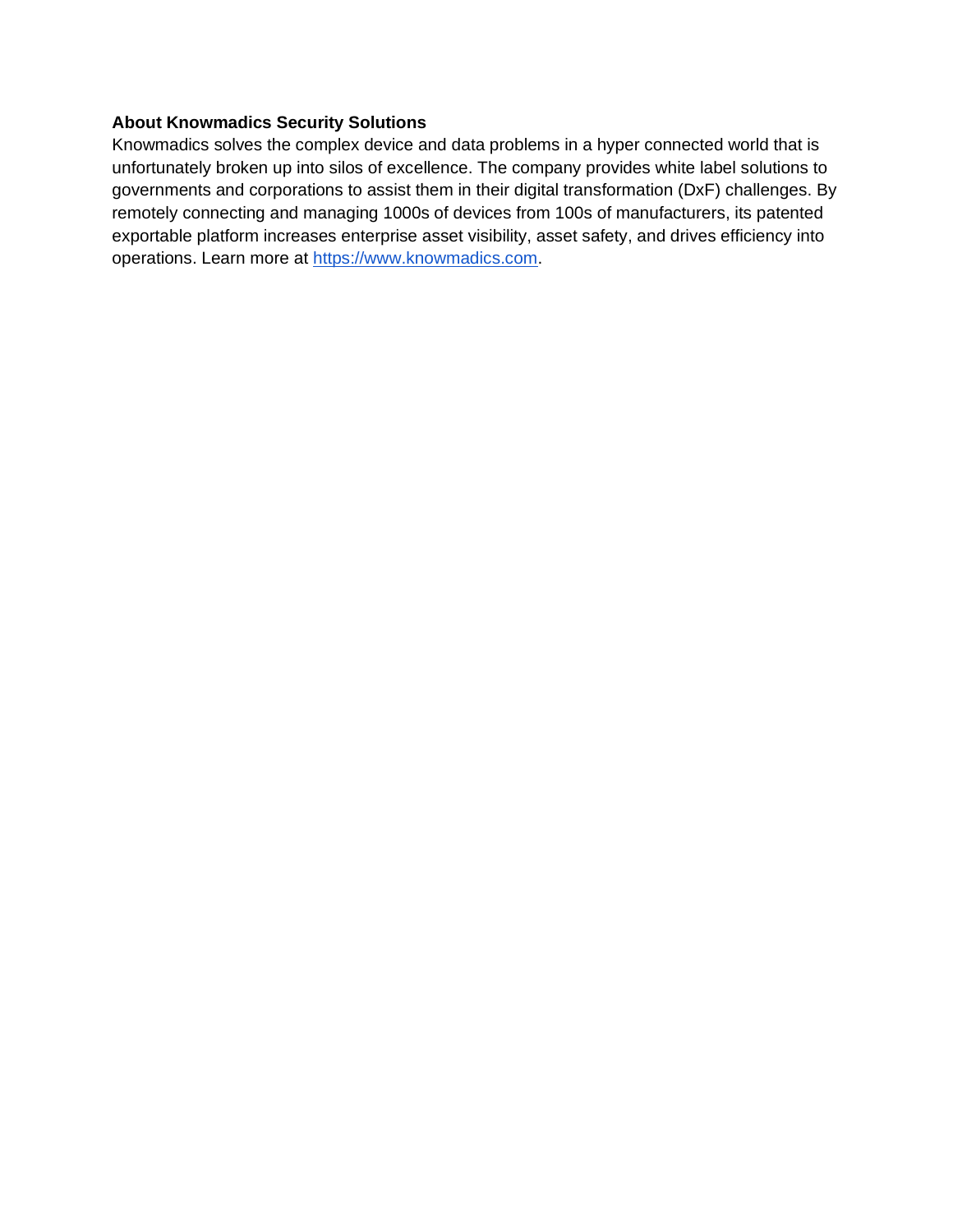**About Knowmadics Security Solutions**

Knowmadics solves the complex device and data problems in a hyper connected world that is unfortunately broken up into silos of excellence. The company provides white label solutions to governments and corporations to assist them in their digital transformation (DxF) challenges. By remotely connecting and managing 1000s of devices from 100s of manufacturers, its patented exportable platform increases enterprise asset visibility, asset safety, and drives efficiency into operations. Learn more at https://www.knowmadics.com.